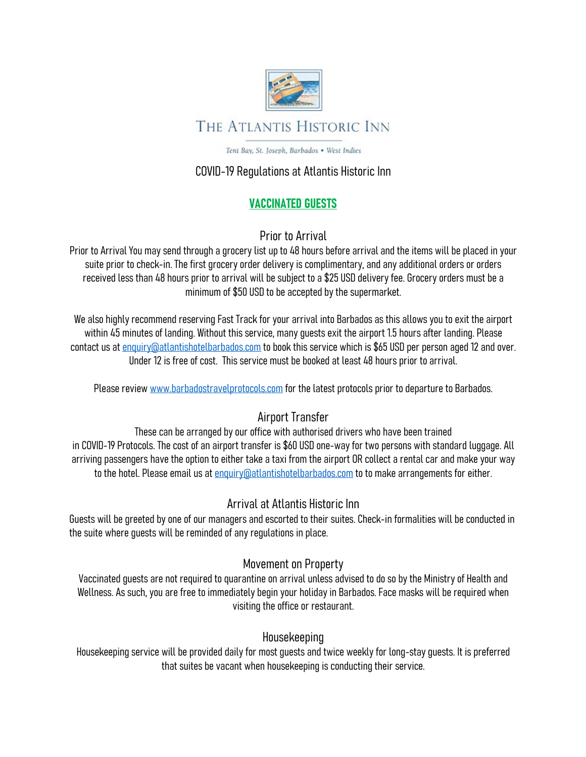# THE ATLANTIS HISTORIC INN

*Tent Bay, St. Joseph, Barbados • West Indies*

## COVID-19 Regulations at Atlantis Historic Inn

### VACCINATED GUESTS

### Prior to Arrival

Prior to Arrival You may send through a grocery list up to 48 hours before arrival and the items will be placed in your suite prior to check-in. The first grocery order delivery is complimentary, and any additional orders or orders received less than 48 hours prior to arrival will be subject to a $25 USD delivery fee. Grocery orders must be a minimum of $50 USD to be accepted by the supermarket.

We also highly recommend reserving Fast Track for your arrival into Barbados as this allows you to exit the airport within 45 minutes of landing. Without this service, many guests exit the airport 1.5 hours after landing. Please contact us at enquiry@atlantishotelbarbados.com to book this service which is $65 USD per person aged 12 and over. Under 12 is free of cost. This service must be booked at least 48 hours prior to arrival.

Please review www.barbadostravelprotocols.com for the latest protocols prior to departure to Barbados.

### Airport Transfer

These can be arranged by our office with authorised drivers who have been trained in COVID-19 Protocols. The cost of an airport transfer is $60 USD one-way for two persons with standard luggage. All arriving passengers have the option to either take a taxi from the airport OR collect a rental car and make your way to the hotel. Please email us at enquiry@atlantishotelbarbados.com to to make arrangements for either.

### Arrival at Atlantis Historic Inn

Guests will be greeted by one of our managers and escorted to their suites. Check-in formalities will be conducted in the suite where guests will be reminded of any regulations in place.

### Movement on Property

Vaccinated guests are not required to quarantine on arrival unless advised to do so by the Ministry of Health and Wellness. As such, you are free to immediately begin your holiday in Barbados. Face masks will be required when visiting the office or restaurant.

### Housekeeping

Housekeeping service will be provided daily for most guests and twice weekly for long-stay guests. It is preferred that suites be vacant when housekeeping is conducting their service.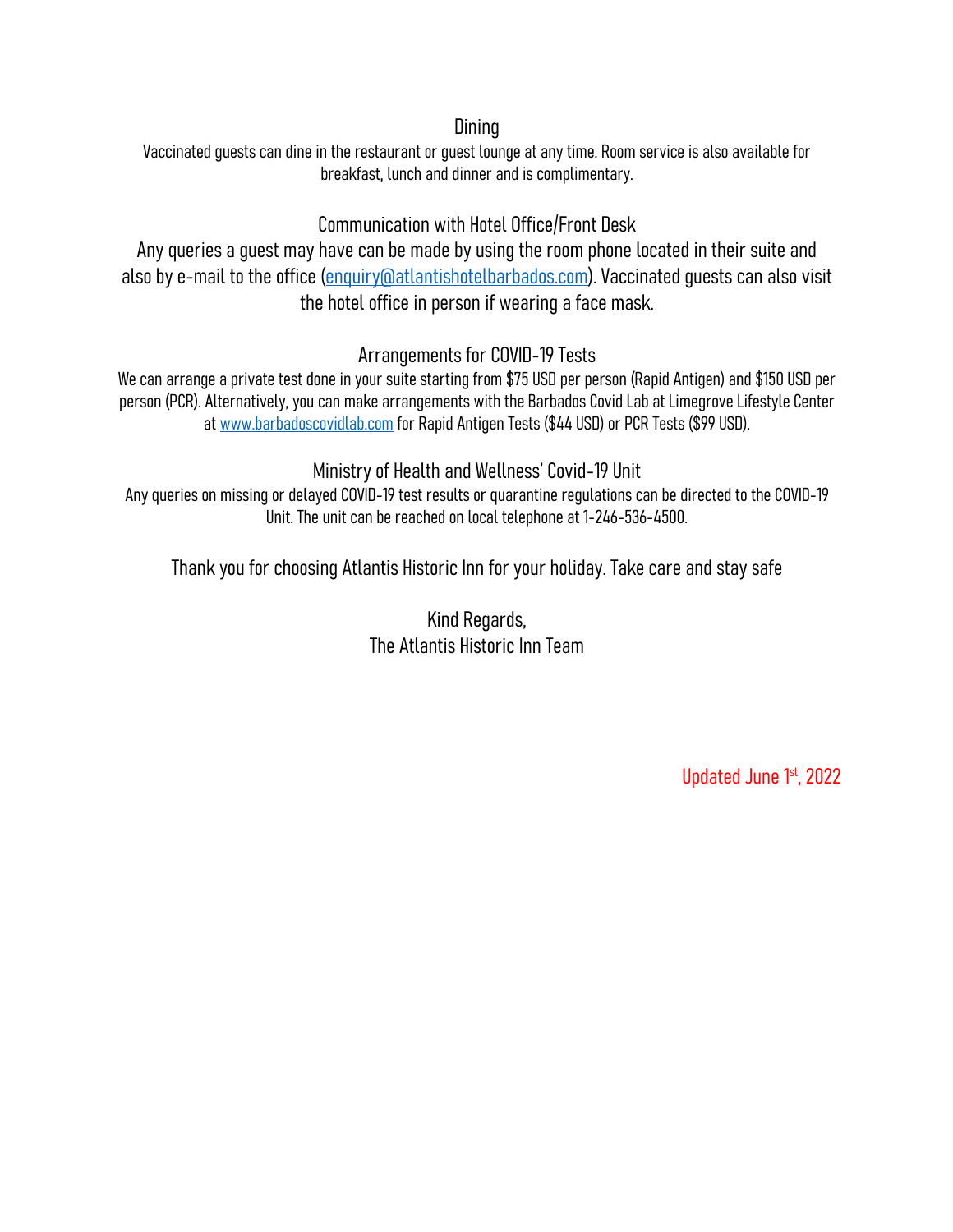## Dining

Vaccinated guests can dine in the restaurant or guest lounge at any time. Room service is also available for breakfast, lunch and dinner and is complimentary.

## Communication with Hotel Office/Front Desk

Any queries a guest may have can be made by using the room phone located in their suite and also by e-mail to the office ([enquiry@atlantishotelbarbados.com](mailto:enquiry@atlantishotelbarbados.com)). Vaccinated guests can also visit the hotel office in person if wearing a face mask.

## Arrangements for COVID-19 Tests

We can arrange a private test done in your suite starting from $75 USD per person (Rapid Antigen) and $150 USD per person (PCR). Alternatively, you can make arrangements with the Barbados Covid Lab at Limegrove Lifestyle Center at [www.barbadoscovidlab.com](http://www.barbadoscovidlab.com) for Rapid Antigen Tests ($44 USD) or PCR Tests ($99 USD).

## Ministry of Health and Wellness' Covid-19 Unit

Any queries on missing or delayed COVID-19 test results or quarantine regulations can be directed to the COVID-19 Unit. The unit can be reached on local telephone at 1-246-536-4500.

Thank you for choosing Atlantis Historic Inn for your holiday. Take care and stay safe

Kind Regards,
The Atlantis Historic Inn Team

Updated June 1st, 2022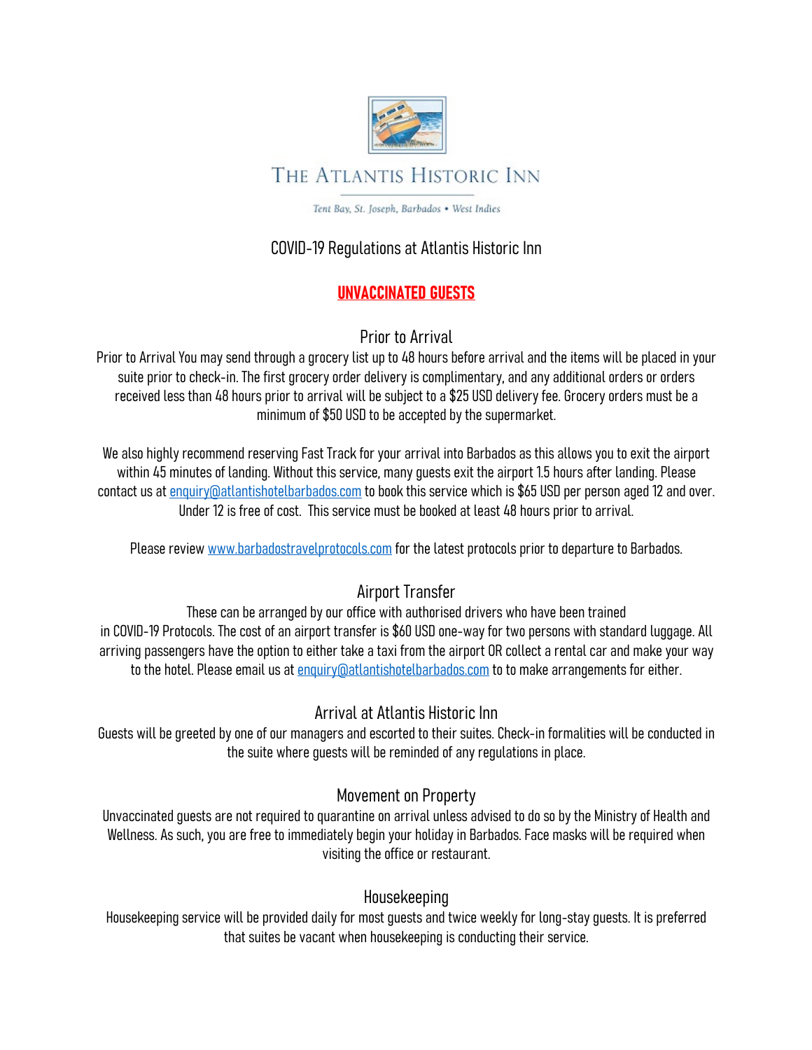# THE ATLANTIS HISTORIC INN

*Tent Bay, St. Joseph, Barbados • West Indies*

## COVID-19 Regulations at Atlantis Historic Inn

## **UNVACCINATED GUESTS**

### Prior to Arrival

Prior to Arrival You may send through a grocery list up to 48 hours before arrival and the items will be placed in your suite prior to check-in. The first grocery order delivery is complimentary, and any additional orders or orders received less than 48 hours prior to arrival will be subject to a $25 USD delivery fee. Grocery orders must be a minimum of $50 USD to be accepted by the supermarket.

We also highly recommend reserving Fast Track for your arrival into Barbados as this allows you to exit the airport within 45 minutes of landing. Without this service, many guests exit the airport 1.5 hours after landing. Please contact us at enquiry@atlantishotelbarbados.com to book this service which is $65 USD per person aged 12 and over. Under 12 is free of cost. This service must be booked at least 48 hours prior to arrival.

Please review www.barbadostravelprotocols.com for the latest protocols prior to departure to Barbados.

### Airport Transfer

These can be arranged by our office with authorised drivers who have been trained in COVID-19 Protocols. The cost of an airport transfer is $60 USD one-way for two persons with standard luggage. All arriving passengers have the option to either take a taxi from the airport OR collect a rental car and make your way to the hotel. Please email us at enquiry@atlantishotelbarbados.com to to make arrangements for either.

### Arrival at Atlantis Historic Inn

Guests will be greeted by one of our managers and escorted to their suites. Check-in formalities will be conducted in the suite where guests will be reminded of any regulations in place.

### Movement on Property

Unvaccinated guests are not required to quarantine on arrival unless advised to do so by the Ministry of Health and Wellness. As such, you are free to immediately begin your holiday in Barbados. Face masks will be required when visiting the office or restaurant.

### Housekeeping

Housekeeping service will be provided daily for most guests and twice weekly for long-stay guests. It is preferred that suites be vacant when housekeeping is conducting their service.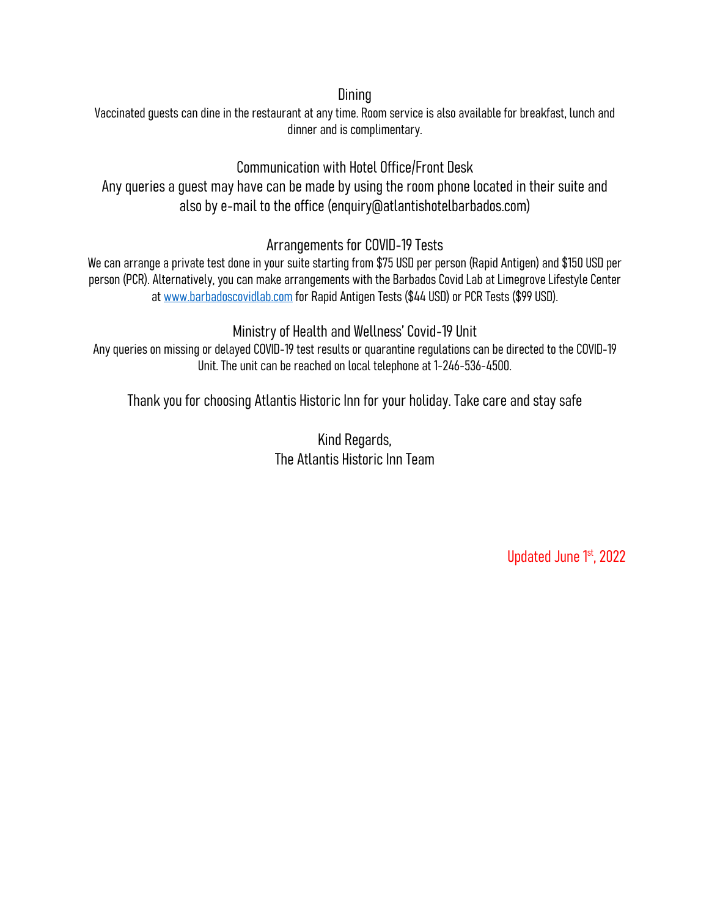## Dining

Vaccinated guests can dine in the restaurant at any time. Room service is also available for breakfast, lunch and dinner and is complimentary.

## Communication with Hotel Office/Front Desk

Any queries a guest may have can be made by using the room phone located in their suite and also by e-mail to the office (enquiry@atlantishotelbarbados.com)

## Arrangements for COVID-19 Tests

We can arrange a private test done in your suite starting from $75 USD per person (Rapid Antigen) and $150 USD per person (PCR). Alternatively, you can make arrangements with the Barbados Covid Lab at Limegrove Lifestyle Center at [www.barbadoscovidlab.com](http://www.barbadoscovidlab.com) for Rapid Antigen Tests ($44 USD) or PCR Tests ($99 USD).

## Ministry of Health and Wellness' Covid-19 Unit

Any queries on missing or delayed COVID-19 test results or quarantine regulations can be directed to the COVID-19 Unit. The unit can be reached on local telephone at 1-246-536-4500.

Thank you for choosing Atlantis Historic Inn for your holiday. Take care and stay safe

Kind Regards,
The Atlantis Historic Inn Team

Updated June 1st, 2022